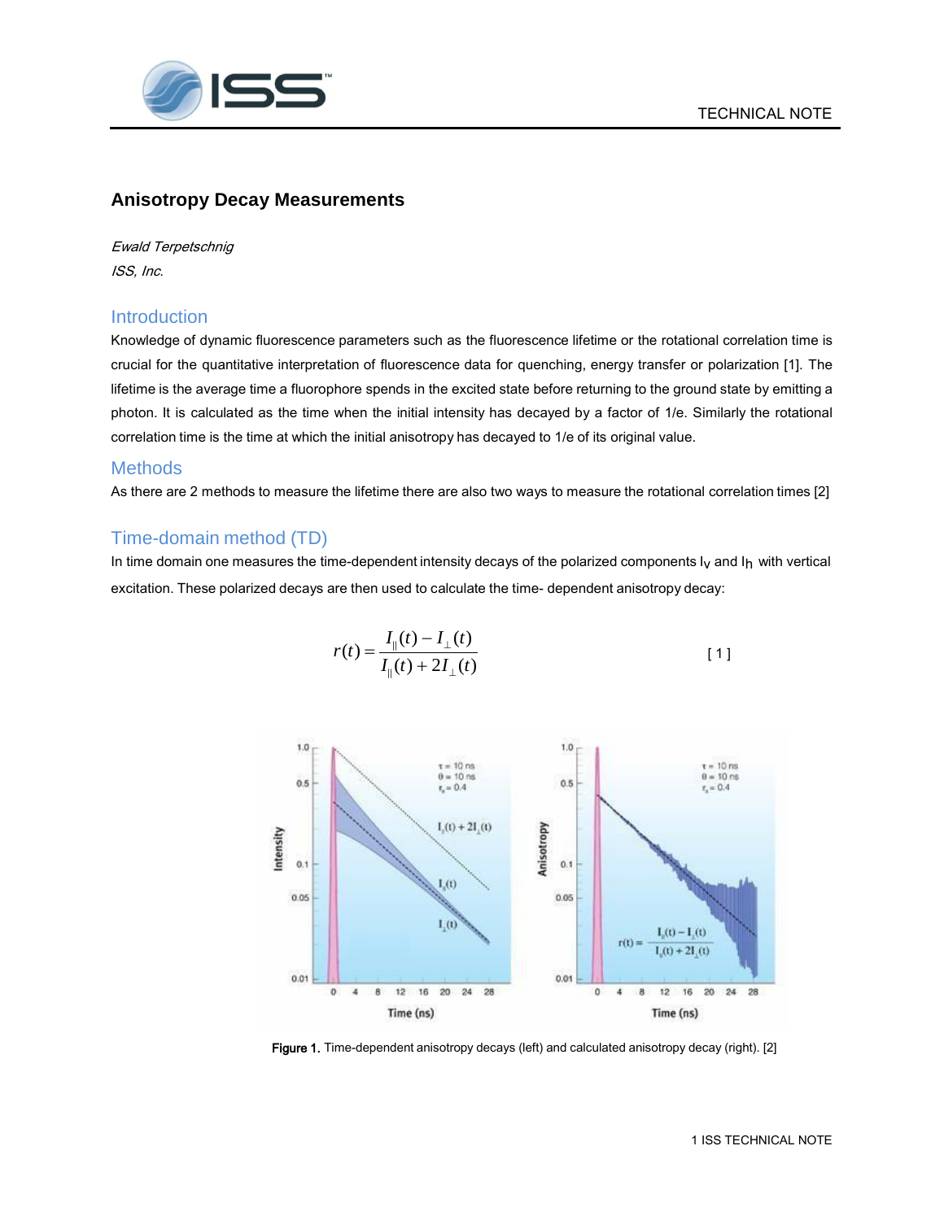TECHNICAL NOTE

# Anisotropy Decay Measurements

*Ewald Terpetschnig*
*ISS, Inc.*

## Introduction

Knowledge of dynamic fluorescence parameters such as the fluorescence lifetime or the rotational correlation time is crucial for the quantitative interpretation of fluorescence data for quenching, energy transfer or polarization [1]. The lifetime is the average time a fluorophore spends in the excited state before returning to the ground state by emitting a photon. It is calculated as the time when the initial intensity has decayed by a factor of 1/e. Similarly the rotational correlation time is the time at which the initial anisotropy has decayed to 1/e of its original value.

## Methods

As there are 2 methods to measure the lifetime there are also two ways to measure the rotational correlation times [2]

## Time-domain method (TD)

In time domain one measures the time-dependent intensity decays of the polarized components $I_V$ and $I_H$ with vertical excitation. These polarized decays are then used to calculate the time- dependent anisotropy decay:

$$r(t) = \frac{I_{\parallel}(t) - I_{\perp}(t)}{I_{\parallel}(t) + 2I_{\perp}(t)} \quad [1]$$

**Figure 1.** Time-dependent anisotropy decays (left) and calculated anisotropy decay (right). [2]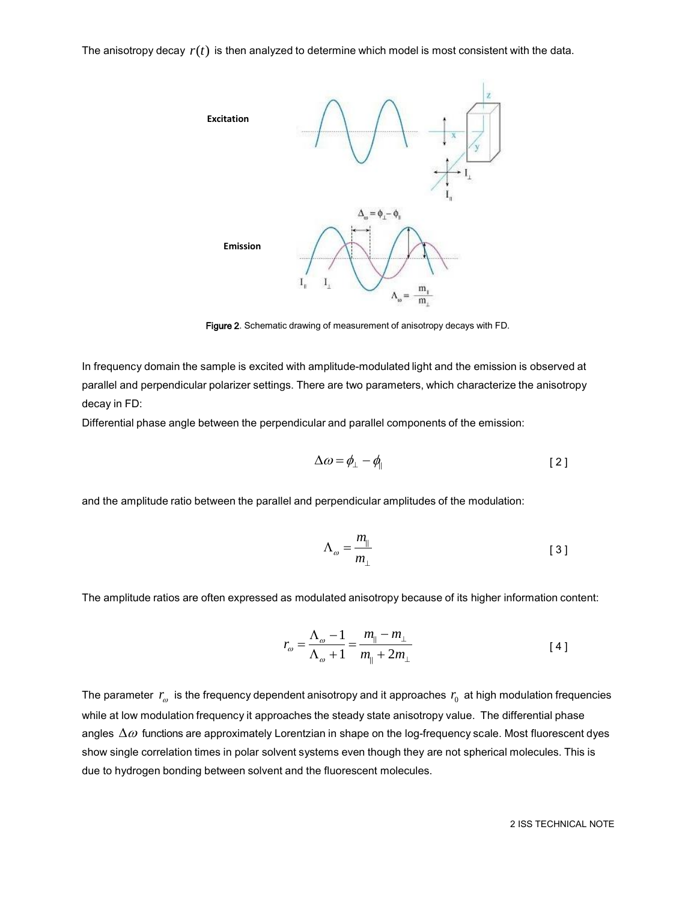The anisotropy decay $r(t)$ is then analyzed to determine which model is most consistent with the data.

Figure 2. Schematic drawing of measurement of anisotropy decays with FD.

In frequency domain the sample is excited with amplitude-modulated light and the emission is observed at parallel and perpendicular polarizer settings. There are two parameters, which characterize the anisotropy decay in FD:

Differential phase angle between the perpendicular and parallel components of the emission:

$$\Delta\omega = \phi_{\perp} - \phi_{\parallel} \qquad [2]$$

and the amplitude ratio between the parallel and perpendicular amplitudes of the modulation:

$$\Lambda_{\omega} = \frac{m_{\parallel}}{m_{\perp}} \qquad [3]$$

The amplitude ratios are often expressed as modulated anisotropy because of its higher information content:

$$r_{\omega} = \frac{\Lambda_{\omega} - 1}{\Lambda_{\omega} + 1} = \frac{m_{\parallel} - m_{\perp}}{m_{\parallel} + 2m_{\perp}} \qquad [4]$$

The parameter $r_{\omega}$ is the frequency dependent anisotropy and it approaches $r_0$ at high modulation frequencies while at low modulation frequency it approaches the steady state anisotropy value. The differential phase angles $\Delta\omega$ functions are approximately Lorentzian in shape on the log-frequency scale. Most fluorescent dyes show single correlation times in polar solvent systems even though they are not spherical molecules. This is due to hydrogen bonding between solvent and the fluorescent molecules.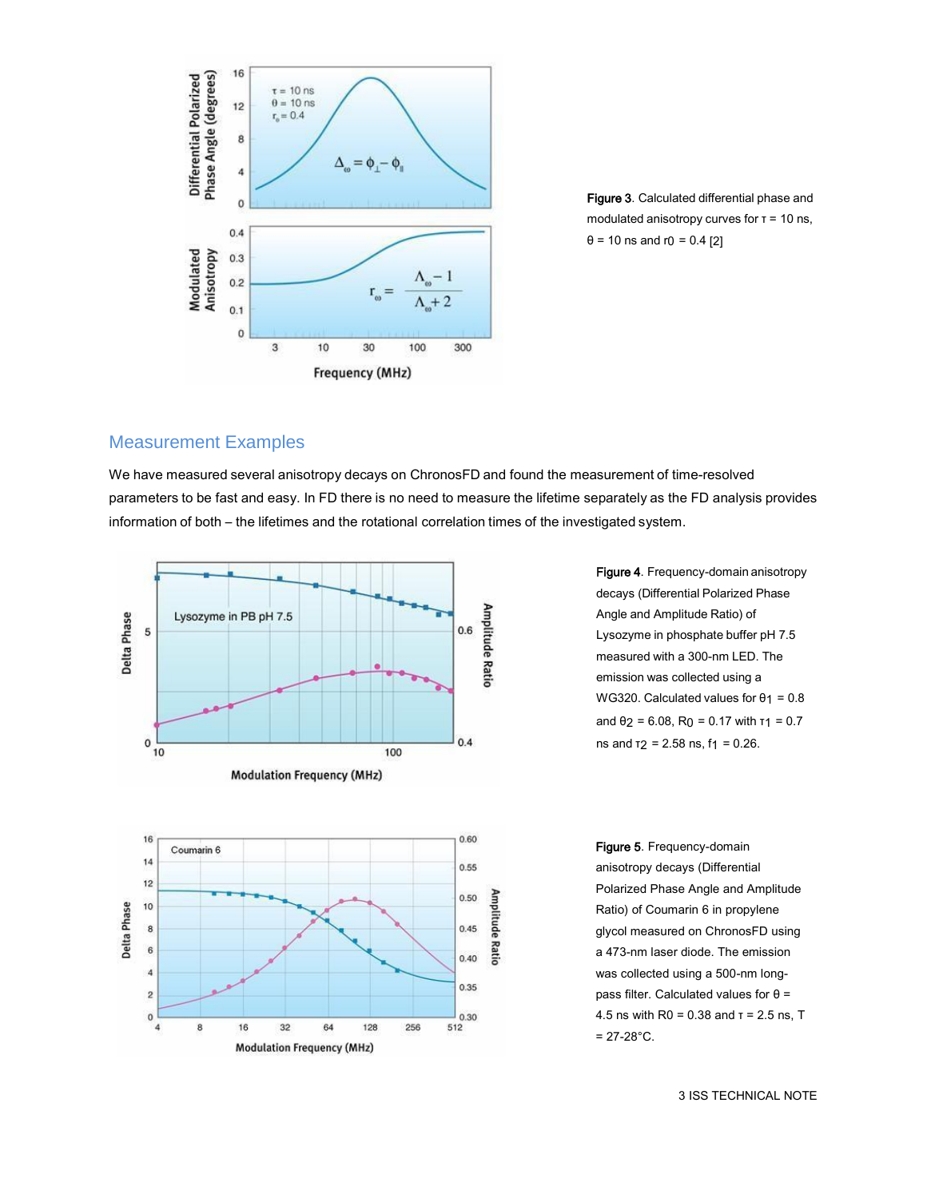Figure 3. Calculated differential phase and modulated anisotropy curves for $\tau$ = 10 ns, $\theta$ = 10 ns and $r_0$ = 0.4 [2]

## Measurement Examples

We have measured several anisotropy decays on ChronosFD and found the measurement of time-resolved parameters to be fast and easy. In FD there is no need to measure the lifetime separately as the FD analysis provides information of both – the lifetimes and the rotational correlation times of the investigated system.

Figure 4. Frequency-domain anisotropy decays (Differential Polarized Phase Angle and Amplitude Ratio) of Lysozyme in phosphate buffer pH 7.5 measured with a 300-nm LED. The emission was collected using a WG320. Calculated values for $\theta_1$ = 0.8 and $\theta_2$ = 6.08, $R_0$ = 0.17 with $\tau_1$ = 0.7 ns and $\tau_2$ = 2.58 ns, $f_1$ = 0.26.

Figure 5. Frequency-domain anisotropy decays (Differential Polarized Phase Angle and Amplitude Ratio) of Coumarin 6 in propylene glycol measured on ChronosFD using a 473-nm laser diode. The emission was collected using a 500-nm long-pass filter. Calculated values for $\theta$ = 4.5 ns with R0 = 0.38 and $\tau$ = 2.5 ns, T = 27-28°C.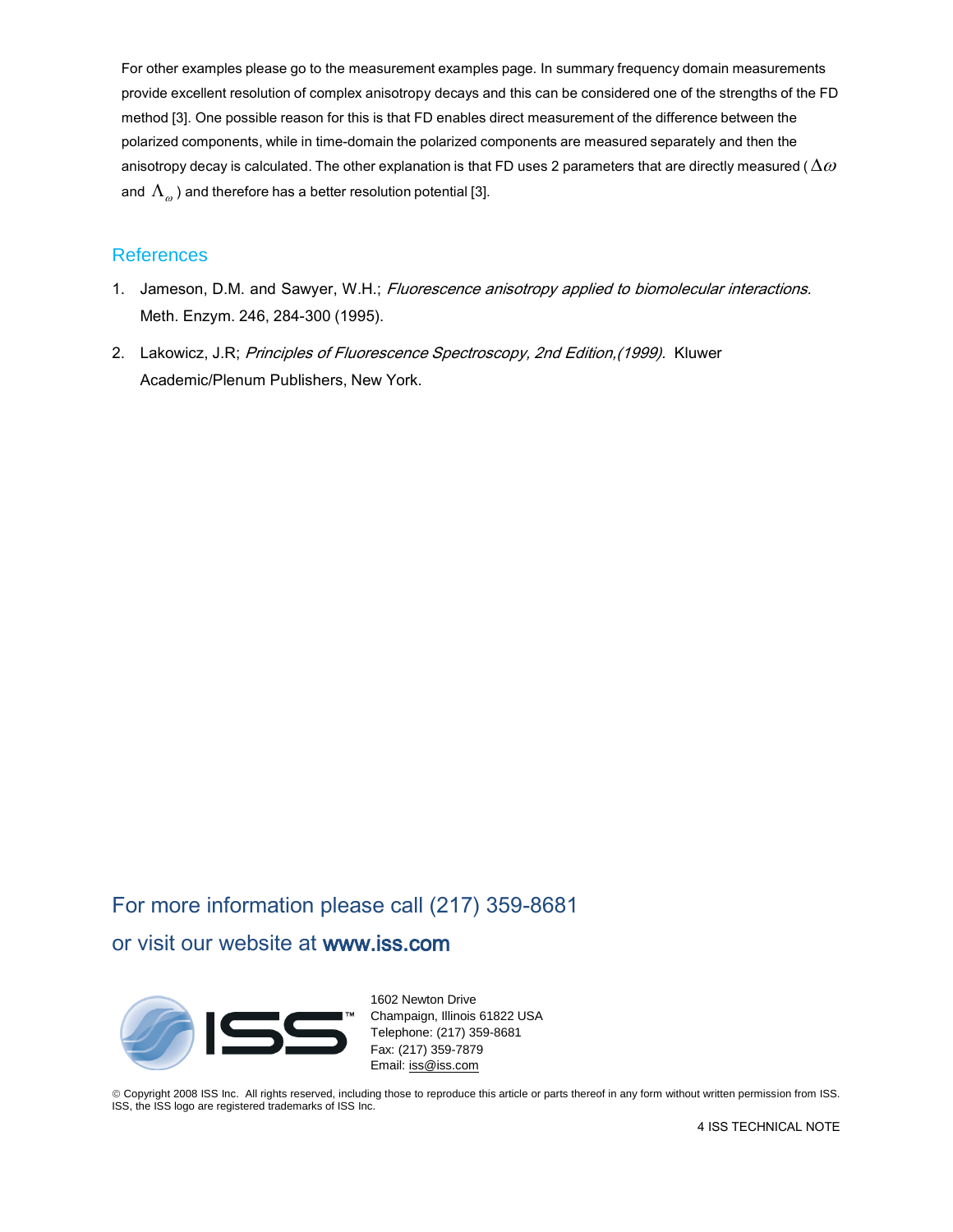For other examples please go to the measurement examples page. In summary frequency domain measurements provide excellent resolution of complex anisotropy decays and this can be considered one of the strengths of the FD method [3]. One possible reason for this is that FD enables direct measurement of the difference between the polarized components, while in time-domain the polarized components are measured separately and then the anisotropy decay is calculated. The other explanation is that FD uses 2 parameters that are directly measured ( $\Delta\omega$ and $\Lambda_{\omega}$ ) and therefore has a better resolution potential [3].

## References

1. Jameson, D.M. and Sawyer, W.H.; *Fluorescence anisotropy applied to biomolecular interactions.* Meth. Enzym. 246, 284-300 (1995).
2. Lakowicz, J.R; *Principles of Fluorescence Spectroscopy, 2nd Edition,(1999).* Kluwer Academic/Plenum Publishers, New York.

For more information please call (217) 359-8681

or visit our website at **www.iss.com**

1602 Newton Drive
Champaign, Illinois 61822 USA
Telephone: (217) 359-8681
Fax: (217) 359-7879
Email: iss@iss.com

© Copyright 2008 ISS Inc. All rights reserved, including those to reproduce this article or parts thereof in any form without written permission from ISS. ISS, the ISS logo are registered trademarks of ISS Inc.